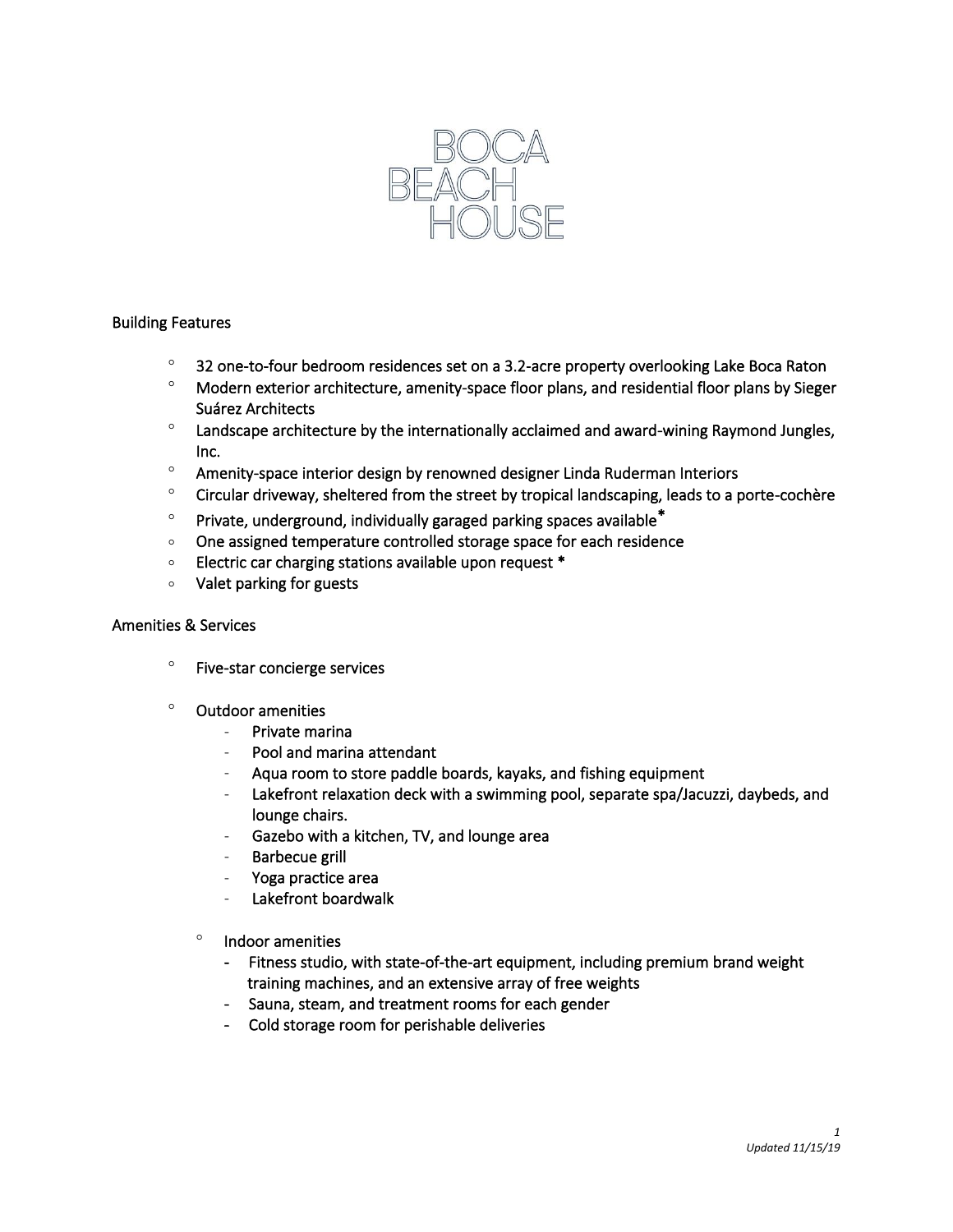# BOCA BEACH HOUSE

## Building Features

- 32 one-to-four bedroom residences set on a 3.2-acre property overlooking Lake Boca Raton
- Modern exterior architecture, amenity-space floor plans, and residential floor plans by Sieger Suárez Architects
- Landscape architecture by the internationally acclaimed and award-wining Raymond Jungles, Inc.
- Amenity-space interior design by renowned designer Linda Ruderman Interiors
- Circular driveway, sheltered from the street by tropical landscaping, leads to a porte-cochère
- Private, underground, individually garaged parking spaces available*
- One assigned temperature controlled storage space for each residence
- Electric car charging stations available upon request *
- Valet parking for guests

## Amenities & Services

- Five-star concierge services
- Outdoor amenities
  - Private marina
  - Pool and marina attendant
  - Aqua room to store paddle boards, kayaks, and fishing equipment
  - Lakefront relaxation deck with a swimming pool, separate spa/Jacuzzi, daybeds, and lounge chairs.
  - Gazebo with a kitchen, TV, and lounge area
  - Barbecue grill
  - Yoga practice area
  - Lakefront boardwalk
- Indoor amenities
  - Fitness studio, with state-of-the-art equipment, including premium brand weight training machines, and an extensive array of free weights
  - Sauna, steam, and treatment rooms for each gender
  - Cold storage room for perishable deliveries

*Updated 11/15/19*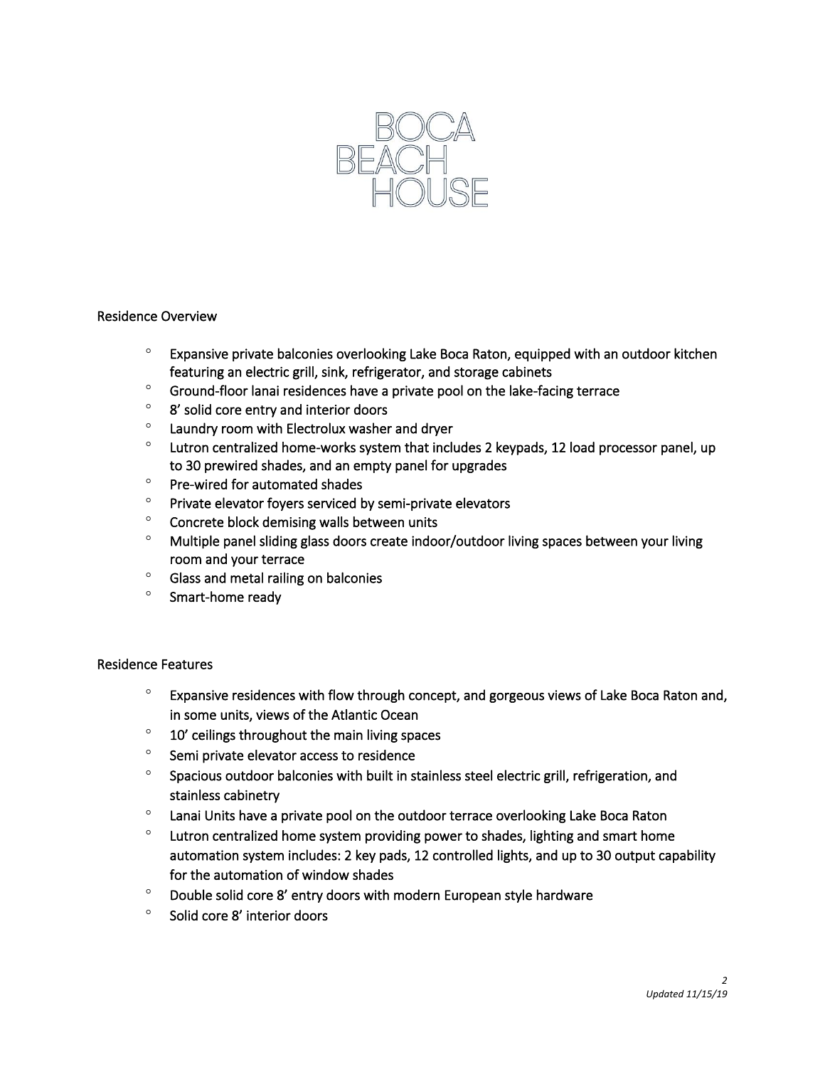# BOCA BEACH HOUSE

## Residence Overview

- Expansive private balconies overlooking Lake Boca Raton, equipped with an outdoor kitchen featuring an electric grill, sink, refrigerator, and storage cabinets
- Ground-floor lanai residences have a private pool on the lake-facing terrace
- 8’ solid core entry and interior doors
- Laundry room with Electrolux washer and dryer
- Lutron centralized home-works system that includes 2 keypads, 12 load processor panel, up to 30 prewired shades, and an empty panel for upgrades
- Pre-wired for automated shades
- Private elevator foyers serviced by semi-private elevators
- Concrete block demising walls between units
- Multiple panel sliding glass doors create indoor/outdoor living spaces between your living room and your terrace
- Glass and metal railing on balconies
- Smart-home ready

## Residence Features

- Expansive residences with flow through concept, and gorgeous views of Lake Boca Raton and, in some units, views of the Atlantic Ocean
- 10’ ceilings throughout the main living spaces
- Semi private elevator access to residence
- Spacious outdoor balconies with built in stainless steel electric grill, refrigeration, and stainless cabinetry
- Lanai Units have a private pool on the outdoor terrace overlooking Lake Boca Raton
- Lutron centralized home system providing power to shades, lighting and smart home automation system includes: 2 key pads, 12 controlled lights, and up to 30 output capability for the automation of window shades
- Double solid core 8’ entry doors with modern European style hardware
- Solid core 8’ interior doors

*Updated 11/15/19*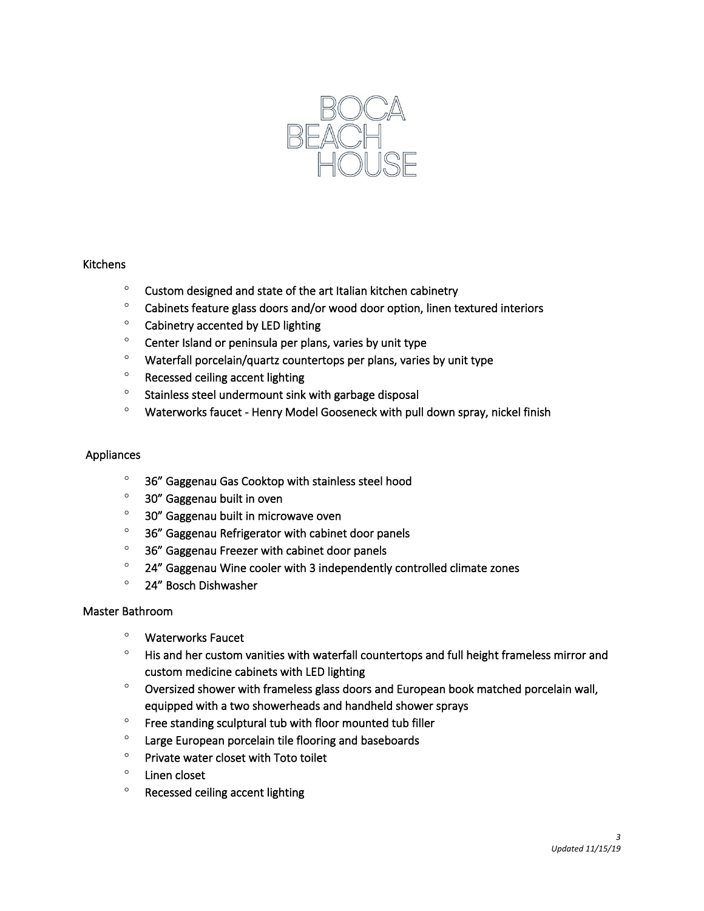# BOCA BEACH HOUSE

## Kitchens

- Custom designed and state of the art Italian kitchen cabinetry
- Cabinets feature glass doors and/or wood door option, linen textured interiors
- Cabinetry accented by LED lighting
- Center Island or peninsula per plans, varies by unit type
- Waterfall porcelain/quartz countertops per plans, varies by unit type
- Recessed ceiling accent lighting
- Stainless steel undermount sink with garbage disposal
- Waterworks faucet - Henry Model Gooseneck with pull down spray, nickel finish

## Appliances

- 36” Gaggenau Gas Cooktop with stainless steel hood
- 30” Gaggenau built in oven
- 30” Gaggenau built in microwave oven
- 36” Gaggenau Refrigerator with cabinet door panels
- 36” Gaggenau Freezer with cabinet door panels
- 24” Gaggenau Wine cooler with 3 independently controlled climate zones
- 24” Bosch Dishwasher

## Master Bathroom

- Waterworks Faucet
- His and her custom vanities with waterfall countertops and full height frameless mirror and custom medicine cabinets with LED lighting
- Oversized shower with frameless glass doors and European book matched porcelain wall, equipped with a two showerheads and handheld shower sprays
- Free standing sculptural tub with floor mounted tub filler
- Large European porcelain tile flooring and baseboards
- Private water closet with Toto toilet
- Linen closet
- Recessed ceiling accent lighting

*Updated 11/15/19*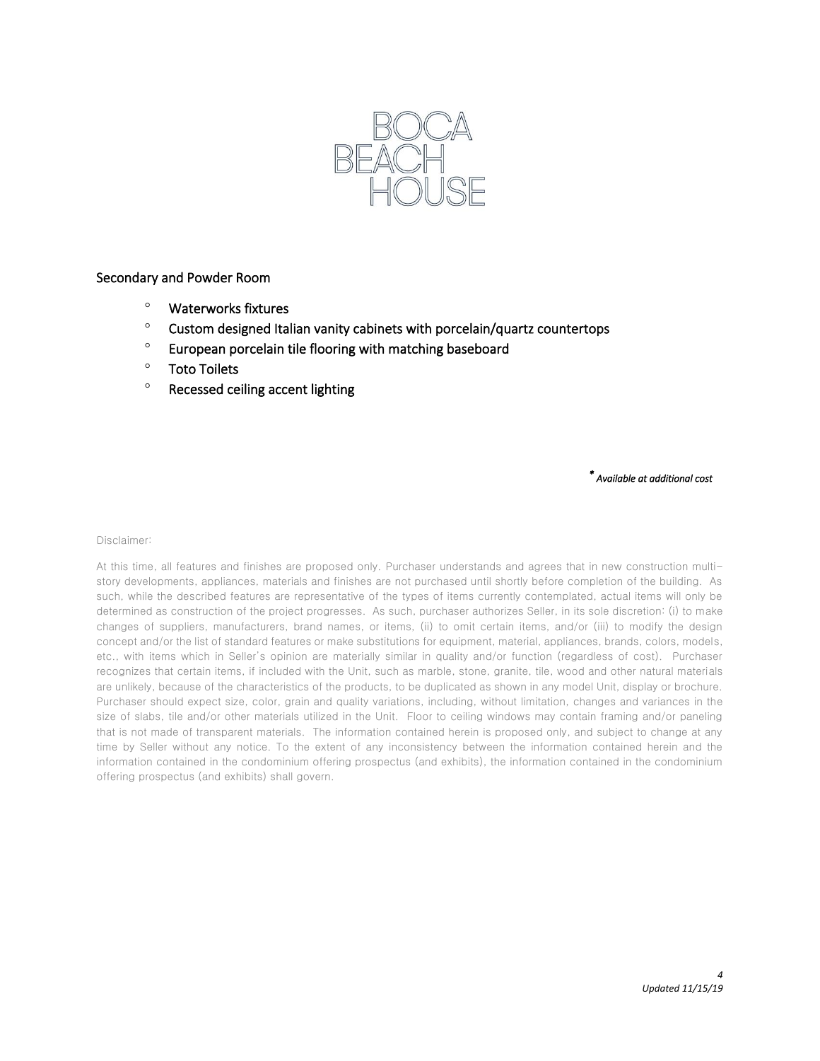BOCA
BEACH
HOUSE

## Secondary and Powder Room

- Waterworks fixtures
- Custom designed Italian vanity cabinets with porcelain/quartz countertops
- European porcelain tile flooring with matching baseboard
- Toto Toilets
- Recessed ceiling accent lighting

*\* Available at additional cost*

Disclaimer:

At this time, all features and finishes are proposed only. Purchaser understands and agrees that in new construction multi-story developments, appliances, materials and finishes are not purchased until shortly before completion of the building. As such, while the described features are representative of the types of items currently contemplated, actual items will only be determined as construction of the project progresses. As such, purchaser authorizes Seller, in its sole discretion: (i) to make changes of suppliers, manufacturers, brand names, or items, (ii) to omit certain items, and/or (iii) to modify the design concept and/or the list of standard features or make substitutions for equipment, material, appliances, brands, colors, models, etc., with items which in Seller's opinion are materially similar in quality and/or function (regardless of cost). Purchaser recognizes that certain items, if included with the Unit, such as marble, stone, granite, tile, wood and other natural materials are unlikely, because of the characteristics of the products, to be duplicated as shown in any model Unit, display or brochure. Purchaser should expect size, color, grain and quality variations, including, without limitation, changes and variances in the size of slabs, tile and/or other materials utilized in the Unit. Floor to ceiling windows may contain framing and/or paneling that is not made of transparent materials. The information contained herein is proposed only, and subject to change at any time by Seller without any notice. To the extent of any inconsistency between the information contained herein and the information contained in the condominium offering prospectus (and exhibits), the information contained in the condominium offering prospectus (and exhibits) shall govern.

*Updated 11/15/19*